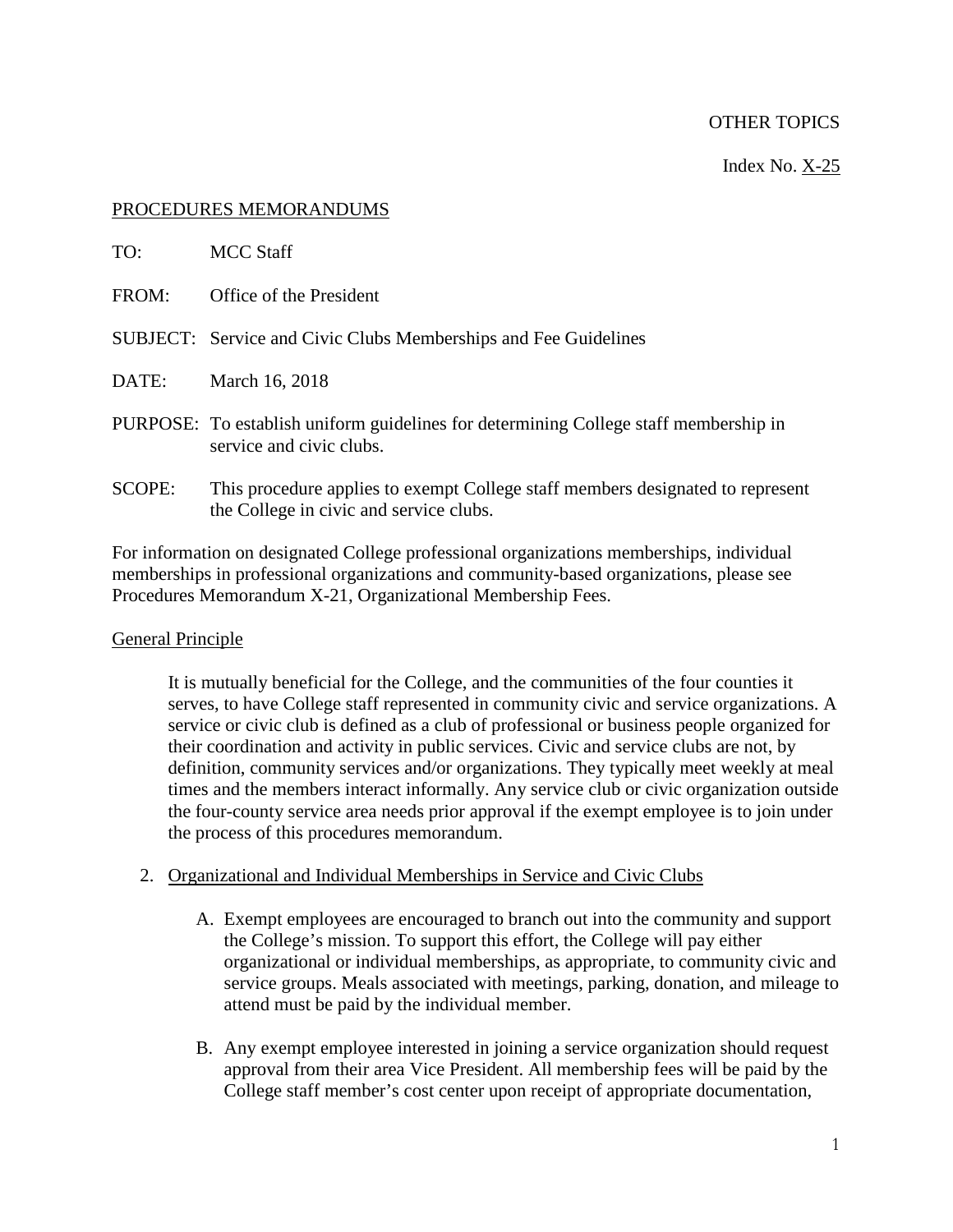OTHER TOPICS

Index No. X-25

PROCEDURES MEMORANDUMS

TO: MCC Staff

FROM: Office of the President

SUBJECT: Service and Civic Clubs Memberships and Fee Guidelines

DATE: March 16, 2018

PURPOSE: To establish uniform guidelines for determining College staff membership in service and civic clubs.

SCOPE: This procedure applies to exempt College staff members designated to represent the College in civic and service clubs.

For information on designated College professional organizations memberships, individual memberships in professional organizations and community-based organizations, please see Procedures Memorandum X-21, Organizational Membership Fees.

## General Principle

It is mutually beneficial for the College, and the communities of the four counties it serves, to have College staff represented in community civic and service organizations. A service or civic club is defined as a club of professional or business people organized for their coordination and activity in public services. Civic and service clubs are not, by definition, community services and/or organizations. They typically meet weekly at meal times and the members interact informally. Any service club or civic organization outside the four-county service area needs prior approval if the exempt employee is to join under the process of this procedures memorandum.

2. Organizational and Individual Memberships in Service and Civic Clubs

   A. Exempt employees are encouraged to branch out into the community and support the College's mission. To support this effort, the College will pay either organizational or individual memberships, as appropriate, to community civic and service groups. Meals associated with meetings, parking, donation, and mileage to attend must be paid by the individual member.

   B. Any exempt employee interested in joining a service organization should request approval from their area Vice President. All membership fees will be paid by the College staff member's cost center upon receipt of appropriate documentation,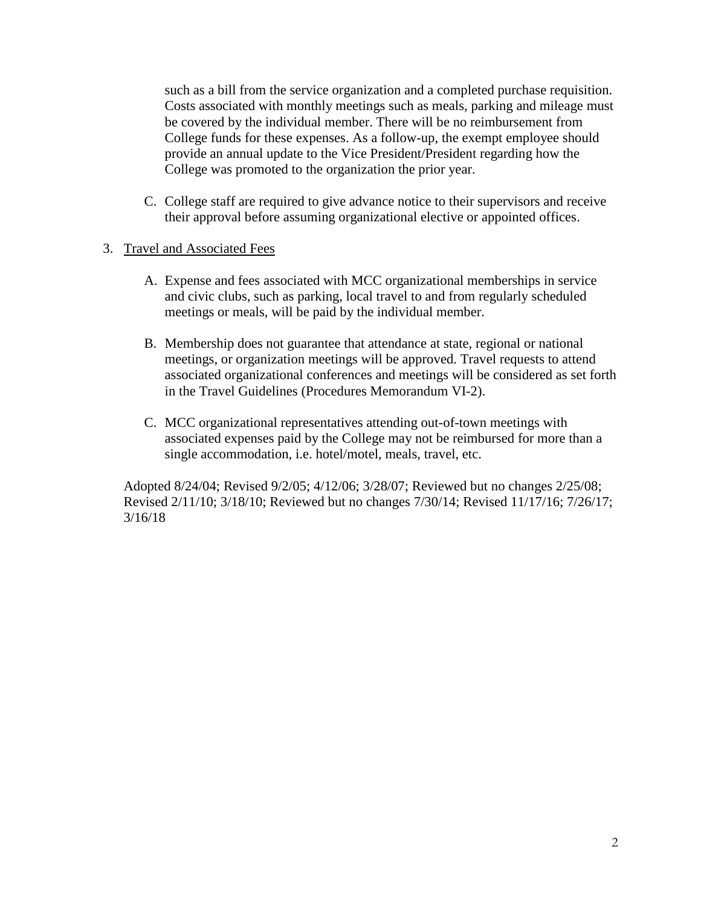such as a bill from the service organization and a completed purchase requisition. Costs associated with monthly meetings such as meals, parking and mileage must be covered by the individual member. There will be no reimbursement from College funds for these expenses. As a follow-up, the exempt employee should provide an annual update to the Vice President/President regarding how the College was promoted to the organization the prior year.

C. College staff are required to give advance notice to their supervisors and receive their approval before assuming organizational elective or appointed offices.

3. Travel and Associated Fees

   A. Expense and fees associated with MCC organizational memberships in service and civic clubs, such as parking, local travel to and from regularly scheduled meetings or meals, will be paid by the individual member.

   B. Membership does not guarantee that attendance at state, regional or national meetings, or organization meetings will be approved. Travel requests to attend associated organizational conferences and meetings will be considered as set forth in the Travel Guidelines (Procedures Memorandum VI-2).

   C. MCC organizational representatives attending out-of-town meetings with associated expenses paid by the College may not be reimbursed for more than a single accommodation, i.e. hotel/motel, meals, travel, etc.

Adopted 8/24/04; Revised 9/2/05; 4/12/06; 3/28/07; Reviewed but no changes 2/25/08; Revised 2/11/10; 3/18/10; Reviewed but no changes 7/30/14; Revised 11/17/16; 7/26/17; 3/16/18